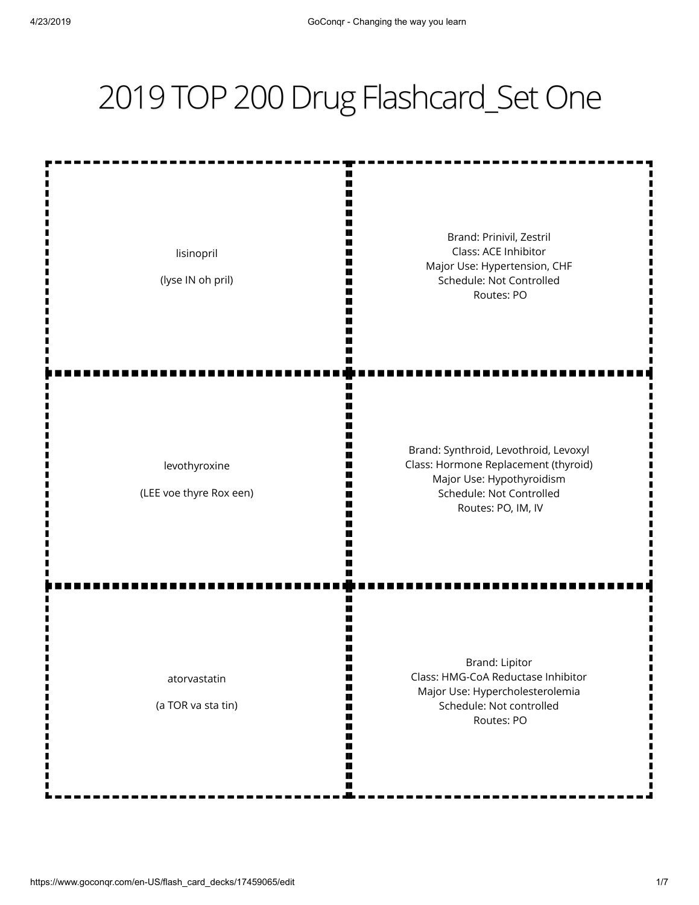# 2019 TOP 200 Drug Flashcard_Set One

| | |
|---|---|
| lisinopril<br><br>(lyse IN oh pril) | Brand: Prinivil, Zestril<br>Class: ACE Inhibitor<br>Major Use: Hypertension, CHF<br>Schedule: Not Controlled<br>Routes: PO |
| levothyroxine<br><br>(LEE voe thyre Rox een) | Brand: Synthroid, Levothroid, Levoxyl<br>Class: Hormone Replacement (thyroid)<br>Major Use: Hypothyroidism<br>Schedule: Not Controlled<br>Routes: PO, IM, IV |
| atorvastatin<br><br>(a TOR va sta tin) | Brand: Lipitor<br>Class: HMG-CoA Reductase Inhibitor<br>Major Use: Hypercholesterolemia<br>Schedule: Not controlled<br>Routes: PO |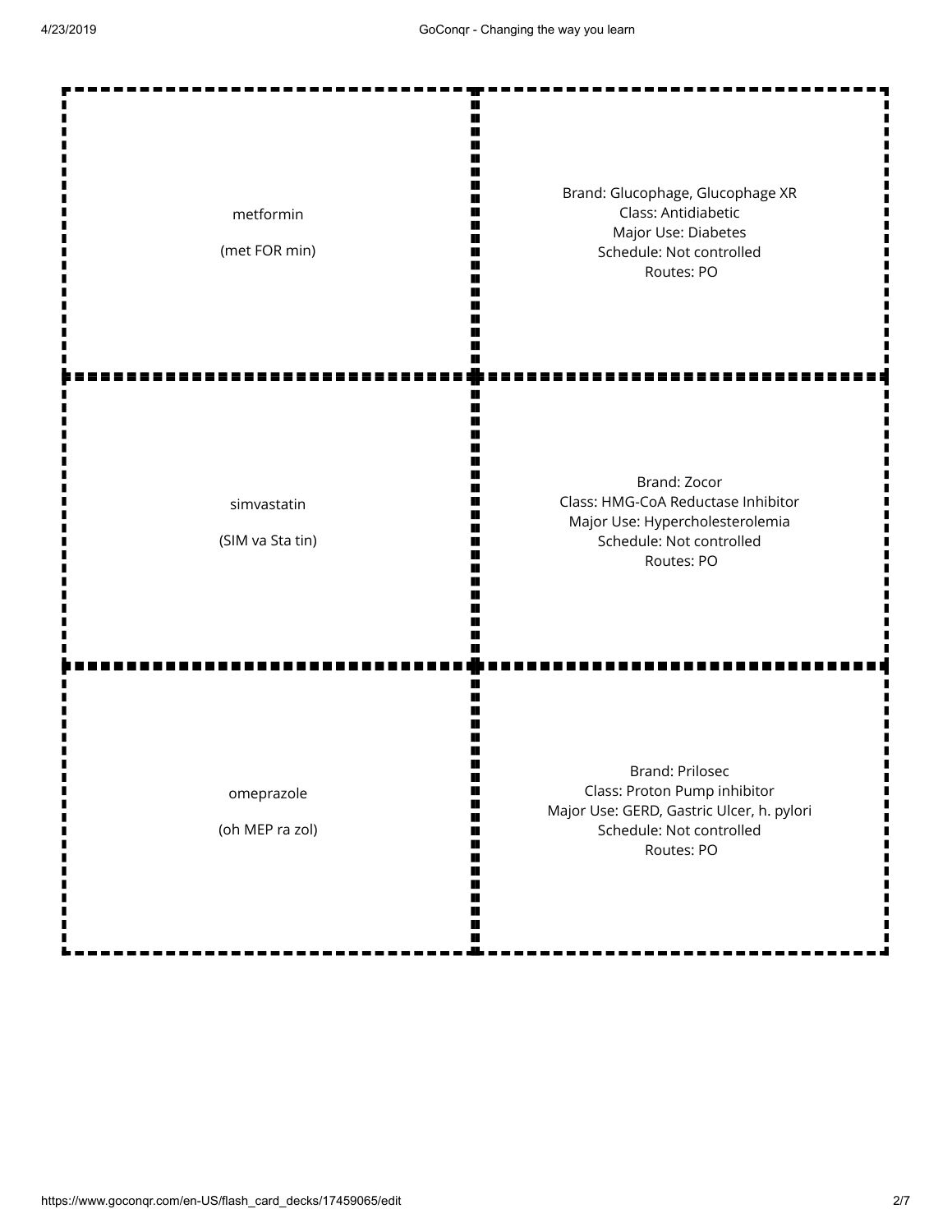| | |
|---|---|
| metformin<br><br>(met FOR min) | Brand: Glucophage, Glucophage XR<br>Class: Antidiabetic<br>Major Use: Diabetes<br>Schedule: Not controlled<br>Routes: PO |
| simvastatin<br><br>(SIM va Sta tin) | Brand: Zocor<br>Class: HMG-CoA Reductase Inhibitor<br>Major Use: Hypercholesterolemia<br>Schedule: Not controlled<br>Routes: PO |
| omeprazole<br><br>(oh MEP ra zol) | Brand: Prilosec<br>Class: Proton Pump inhibitor<br>Major Use: GERD, Gastric Ulcer, h. pylori<br>Schedule: Not controlled<br>Routes: PO |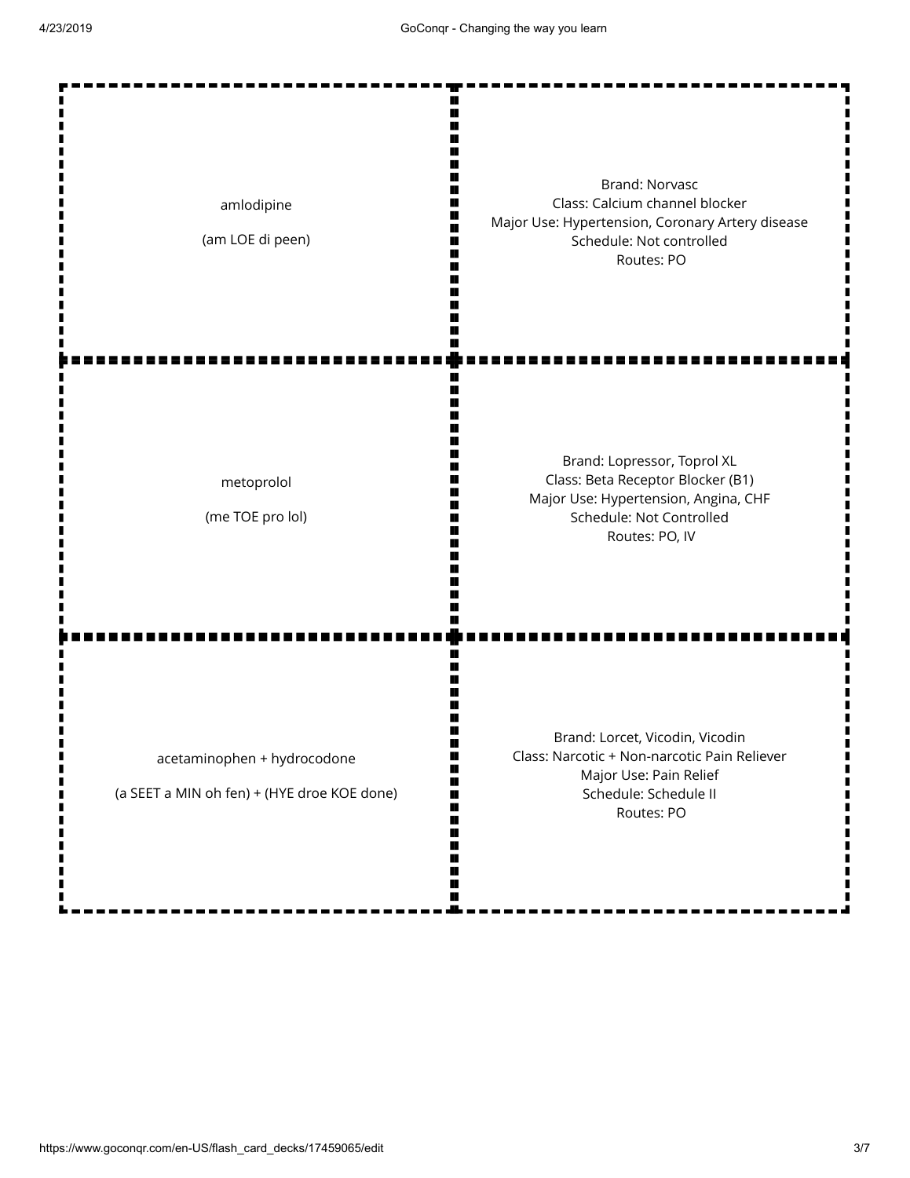| | |
|---|---|
| amlodipine<br><br>(am LOE di peen) | Brand: Norvasc<br>Class: Calcium channel blocker<br>Major Use: Hypertension, Coronary Artery disease<br>Schedule: Not controlled<br>Routes: PO |
| metoprolol<br><br>(me TOE pro lol) | Brand: Lopressor, Toprol XL<br>Class: Beta Receptor Blocker (B1)<br>Major Use: Hypertension, Angina, CHF<br>Schedule: Not Controlled<br>Routes: PO, IV |
| acetaminophen + hydrocodone<br><br>(a SEET a MIN oh fen) + (HYE droe KOE done) | Brand: Lorcet, Vicodin, Vicodin<br>Class: Narcotic + Non-narcotic Pain Reliever<br>Major Use: Pain Relief<br>Schedule: Schedule II<br>Routes: PO |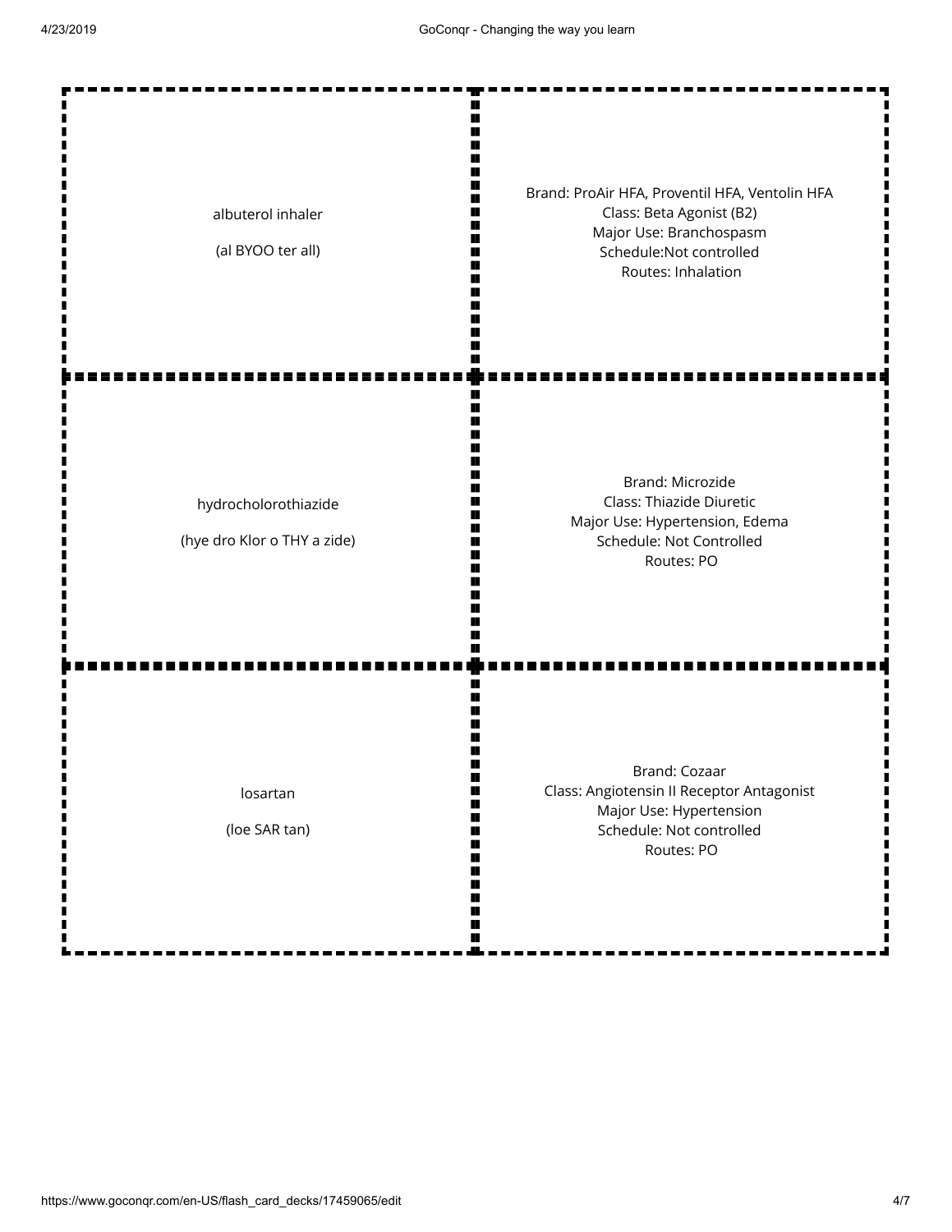| | |
|---|---|
| albuterol inhaler<br><br>(al BYOO ter all) | Brand: ProAir HFA, Proventil HFA, Ventolin HFA<br>Class: Beta Agonist (B2)<br>Major Use: Branchospasm<br>Schedule:Not controlled<br>Routes: Inhalation |
| hydrocholorothiazide<br><br>(hye dro Klor o THY a zide) | Brand: Microzide<br>Class: Thiazide Diuretic<br>Major Use: Hypertension, Edema<br>Schedule: Not Controlled<br>Routes: PO |
| losartan<br><br>(loe SAR tan) | Brand: Cozaar<br>Class: Angiotensin II Receptor Antagonist<br>Major Use: Hypertension<br>Schedule: Not controlled<br>Routes: PO |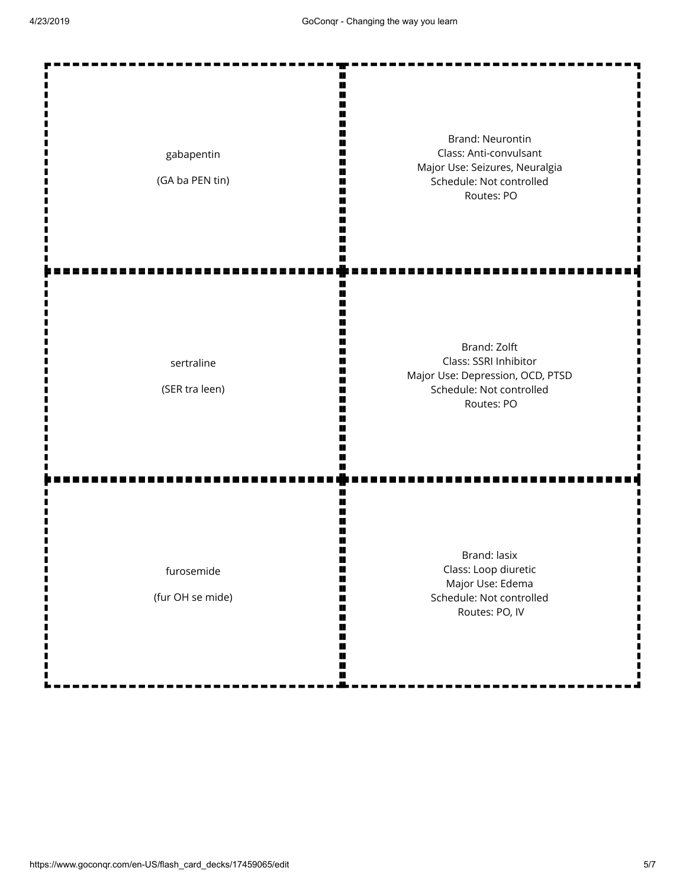| | |
|---|---|
| gabapentin<br><br>(GA ba PEN tin) | Brand: Neurontin<br>Class: Anti-convulsant<br>Major Use: Seizures, Neuralgia<br>Schedule: Not controlled<br>Routes: PO |
| sertraline<br><br>(SER tra leen) | Brand: Zolft<br>Class: SSRI Inhibitor<br>Major Use: Depression, OCD, PTSD<br>Schedule: Not controlled<br>Routes: PO |
| furosemide<br><br>(fur OH se mide) | Brand: lasix<br>Class: Loop diuretic<br>Major Use: Edema<br>Schedule: Not controlled<br>Routes: PO, IV |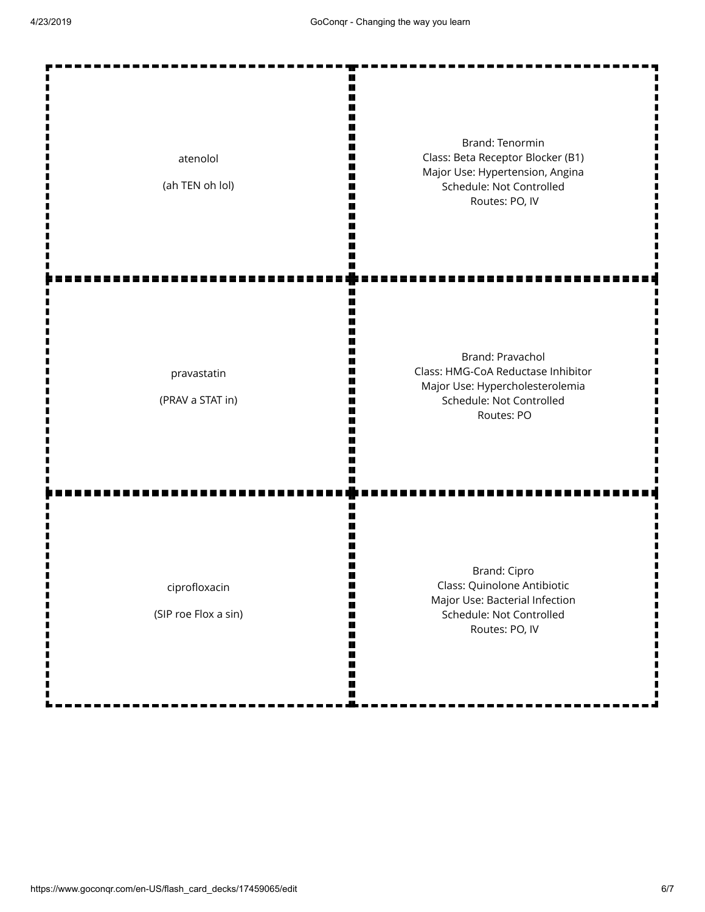| | |
|---|---|
| atenolol<br><br>(ah TEN oh lol) | Brand: Tenormin<br>Class: Beta Receptor Blocker (B1)<br>Major Use: Hypertension, Angina<br>Schedule: Not Controlled<br>Routes: PO, IV |
| pravastatin<br><br>(PRAV a STAT in) | Brand: Pravachol<br>Class: HMG-CoA Reductase Inhibitor<br>Major Use: Hypercholesterolemia<br>Schedule: Not Controlled<br>Routes: PO |
| ciprofloxacin<br><br>(SIP roe Flox a sin) | Brand: Cipro<br>Class: Quinolone Antibiotic<br>Major Use: Bacterial Infection<br>Schedule: Not Controlled<br>Routes: PO, IV |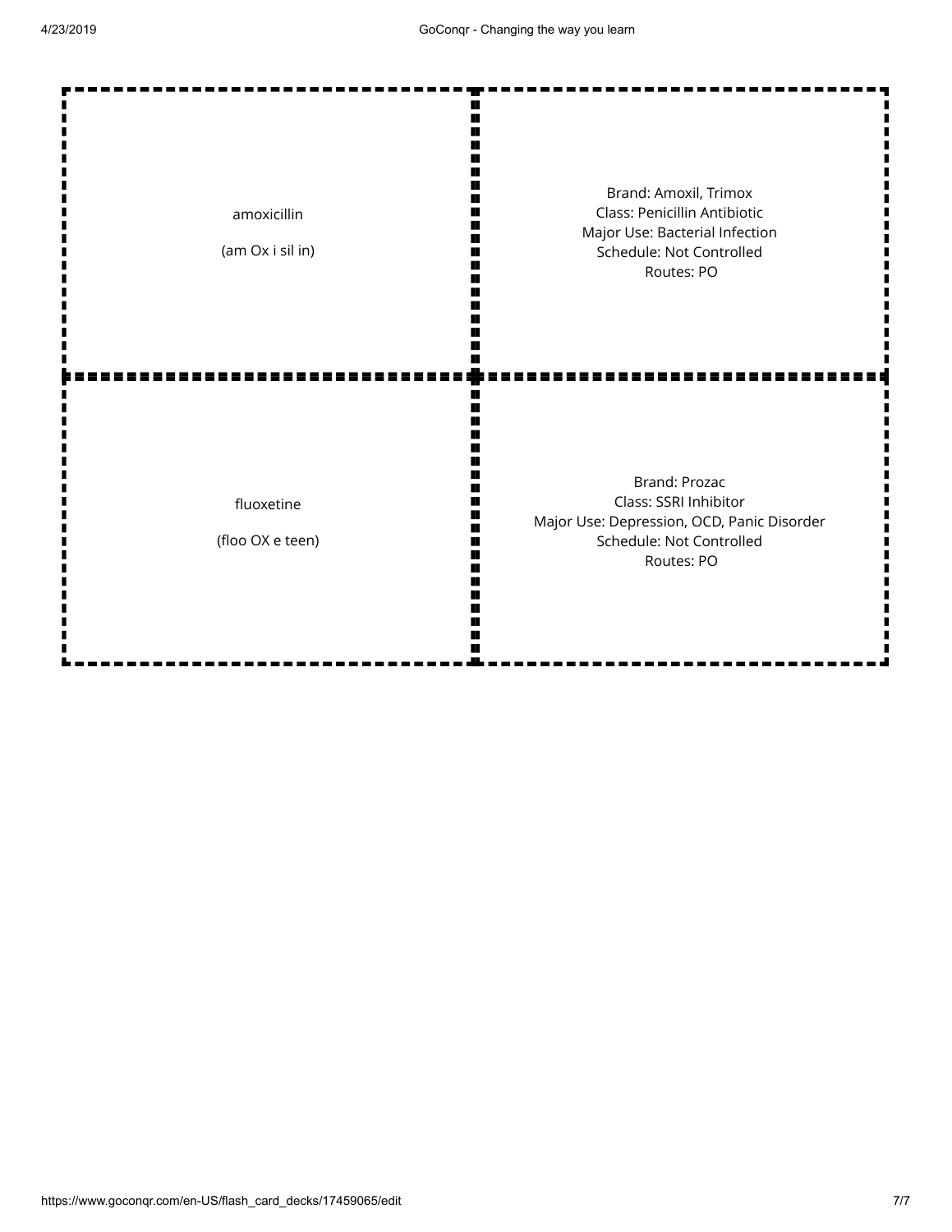| | |
|---|---|
| amoxicillin<br><br>(am Ox i sil in) | Brand: Amoxil, Trimox<br>Class: Penicillin Antibiotic<br>Major Use: Bacterial Infection<br>Schedule: Not Controlled<br>Routes: PO |
| fluoxetine<br><br>(floo OX e teen) | Brand: Prozac<br>Class: SSRI Inhibitor<br>Major Use: Depression, OCD, Panic Disorder<br>Schedule: Not Controlled<br>Routes: PO |